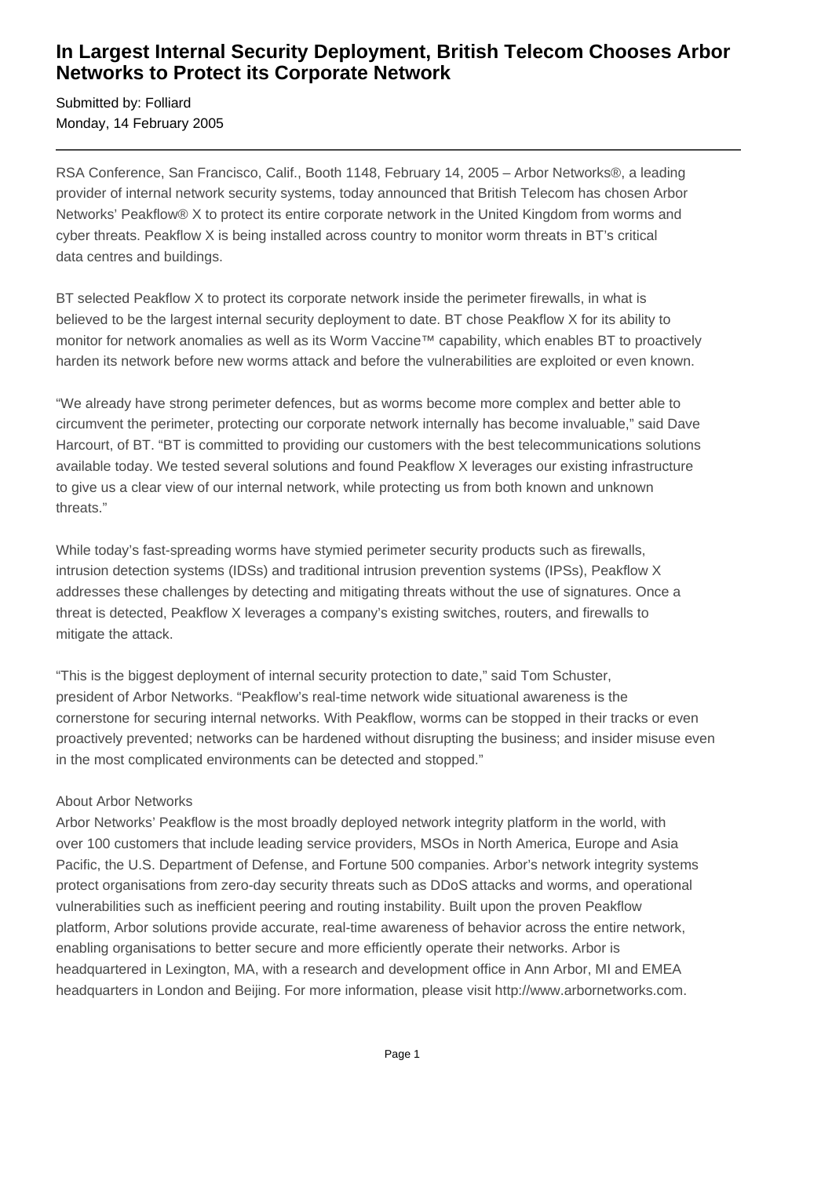# In Largest Internal Security Deployment, British Telecom Chooses Arbor Networks to Protect its Corporate Network

Submitted by: Folliard
Monday, 14 February 2005

---

RSA Conference, San Francisco, Calif., Booth 1148, February 14, 2005 – Arbor Networks®, a leading provider of internal network security systems, today announced that British Telecom has chosen Arbor Networks' Peakflow® X to protect its entire corporate network in the United Kingdom from worms and cyber threats. Peakflow X is being installed across country to monitor worm threats in BT's critical data centres and buildings.

BT selected Peakflow X to protect its corporate network inside the perimeter firewalls, in what is believed to be the largest internal security deployment to date. BT chose Peakflow X for its ability to monitor for network anomalies as well as its Worm Vaccine™ capability, which enables BT to proactively harden its network before new worms attack and before the vulnerabilities are exploited or even known.

"We already have strong perimeter defences, but as worms become more complex and better able to circumvent the perimeter, protecting our corporate network internally has become invaluable," said Dave Harcourt, of BT. "BT is committed to providing our customers with the best telecommunications solutions available today. We tested several solutions and found Peakflow X leverages our existing infrastructure to give us a clear view of our internal network, while protecting us from both known and unknown threats."

While today's fast-spreading worms have stymied perimeter security products such as firewalls, intrusion detection systems (IDSs) and traditional intrusion prevention systems (IPSs), Peakflow X addresses these challenges by detecting and mitigating threats without the use of signatures. Once a threat is detected, Peakflow X leverages a company's existing switches, routers, and firewalls to mitigate the attack.

"This is the biggest deployment of internal security protection to date," said Tom Schuster, president of Arbor Networks. "Peakflow's real-time network wide situational awareness is the cornerstone for securing internal networks. With Peakflow, worms can be stopped in their tracks or even proactively prevented; networks can be hardened without disrupting the business; and insider misuse even in the most complicated environments can be detected and stopped."

About Arbor Networks
Arbor Networks' Peakflow is the most broadly deployed network integrity platform in the world, with over 100 customers that include leading service providers, MSOs in North America, Europe and Asia Pacific, the U.S. Department of Defense, and Fortune 500 companies. Arbor's network integrity systems protect organisations from zero-day security threats such as DDoS attacks and worms, and operational vulnerabilities such as inefficient peering and routing instability. Built upon the proven Peakflow platform, Arbor solutions provide accurate, real-time awareness of behavior across the entire network, enabling organisations to better secure and more efficiently operate their networks. Arbor is headquartered in Lexington, MA, with a research and development office in Ann Arbor, MI and EMEA headquarters in London and Beijing. For more information, please visit http://www.arbornetworks.com.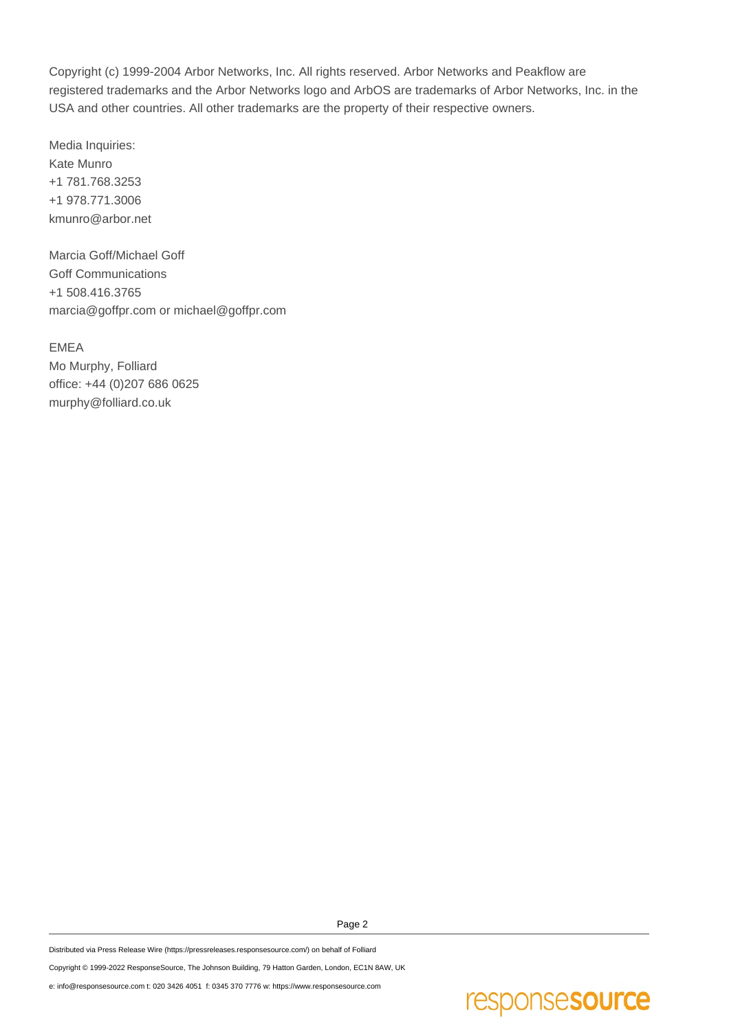Copyright (c) 1999-2004 Arbor Networks, Inc. All rights reserved. Arbor Networks and Peakflow are registered trademarks and the Arbor Networks logo and ArbOS are trademarks of Arbor Networks, Inc. in the USA and other countries. All other trademarks are the property of their respective owners.

Media Inquiries:
Kate Munro
+1 781.768.3253
+1 978.771.3006
kmunro@arbor.net

Marcia Goff/Michael Goff
Goff Communications
+1 508.416.3765
marcia@goffpr.com or michael@goffpr.com

EMEA
Mo Murphy, Folliard
office: +44 (0)207 686 0625
murphy@folliard.co.uk